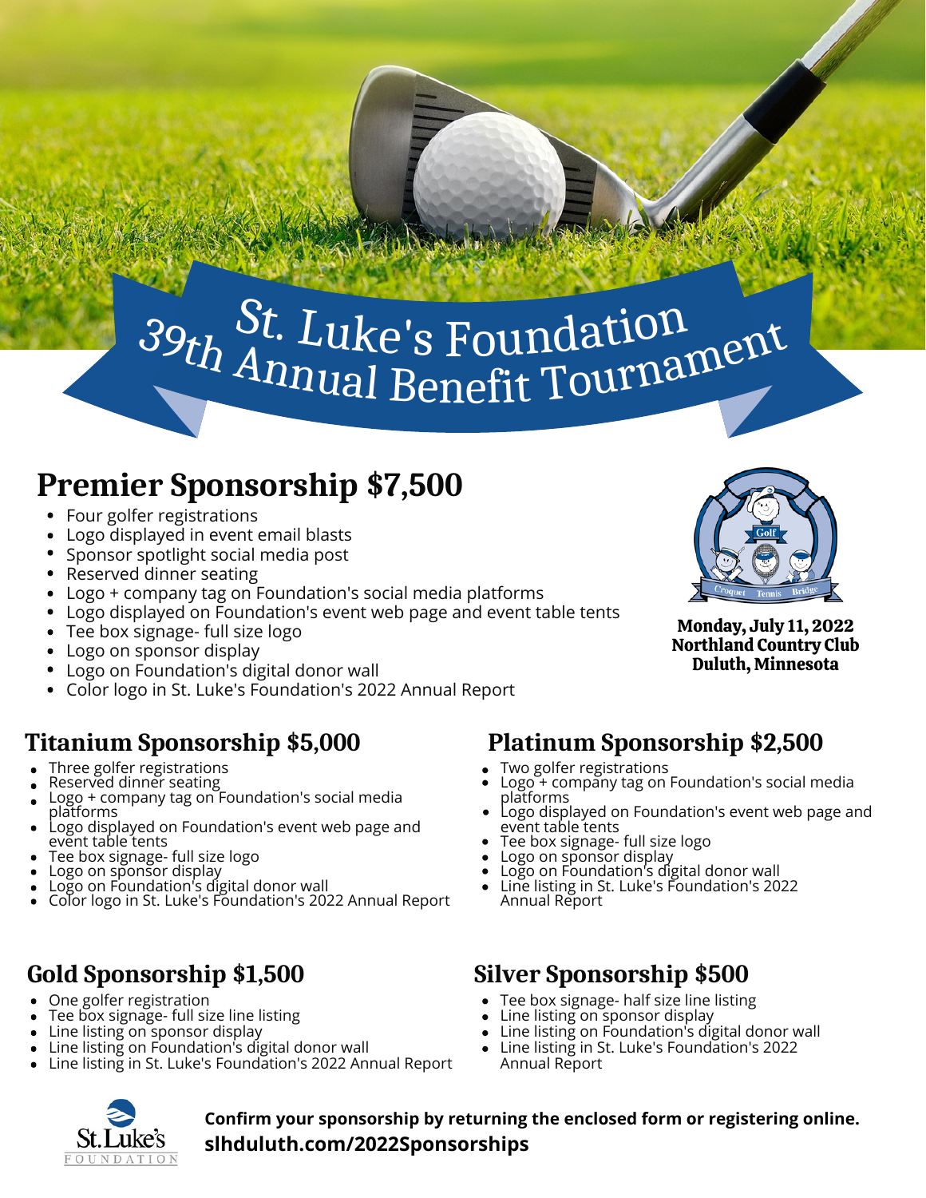# St. Luke's Foundation 39th Annual Benefit Tournament

**Monday, July 11, 2022**
**Northland Country Club**
**Duluth, Minnesota**

## Premier Sponsorship $7,500

- Four golfer registrations
- Logo displayed in event email blasts
- Sponsor spotlight social media post
- Reserved dinner seating
- Logo + company tag on Foundation's social media platforms
- Logo displayed on Foundation's event web page and event table tents
- Tee box signage- full size logo
- Logo on sponsor display
- Logo on Foundation's digital donor wall
- Color logo in St. Luke's Foundation's 2022 Annual Report

## Titanium Sponsorship $5,000

- Three golfer registrations
- Reserved dinner seating
- Logo + company tag on Foundation's social media platforms
- Logo displayed on Foundation's event web page and event table tents
- Tee box signage- full size logo
- Logo on sponsor display
- Logo on Foundation's digital donor wall
- Color logo in St. Luke's Foundation's 2022 Annual Report

## Platinum Sponsorship $2,500

- Two golfer registrations
- Logo + company tag on Foundation's social media platforms
- Logo displayed on Foundation's event web page and event table tents
- Tee box signage- full size logo
- Logo on sponsor display
- Logo on Foundation's digital donor wall
- Line listing in St. Luke's Foundation's 2022 Annual Report

## Gold Sponsorship $1,500

- One golfer registration
- Tee box signage- full size line listing
- Line listing on sponsor display
- Line listing on Foundation's digital donor wall
- Line listing in St. Luke's Foundation's 2022 Annual Report

## Silver Sponsorship $500

- Tee box signage- half size line listing
- Line listing on sponsor display
- Line listing on Foundation's digital donor wall
- Line listing in St. Luke's Foundation's 2022 Annual Report

St. Luke's FOUNDATION

**Confirm your sponsorship by returning the enclosed form or registering online.**
**slhduluth.com/2022Sponsorships**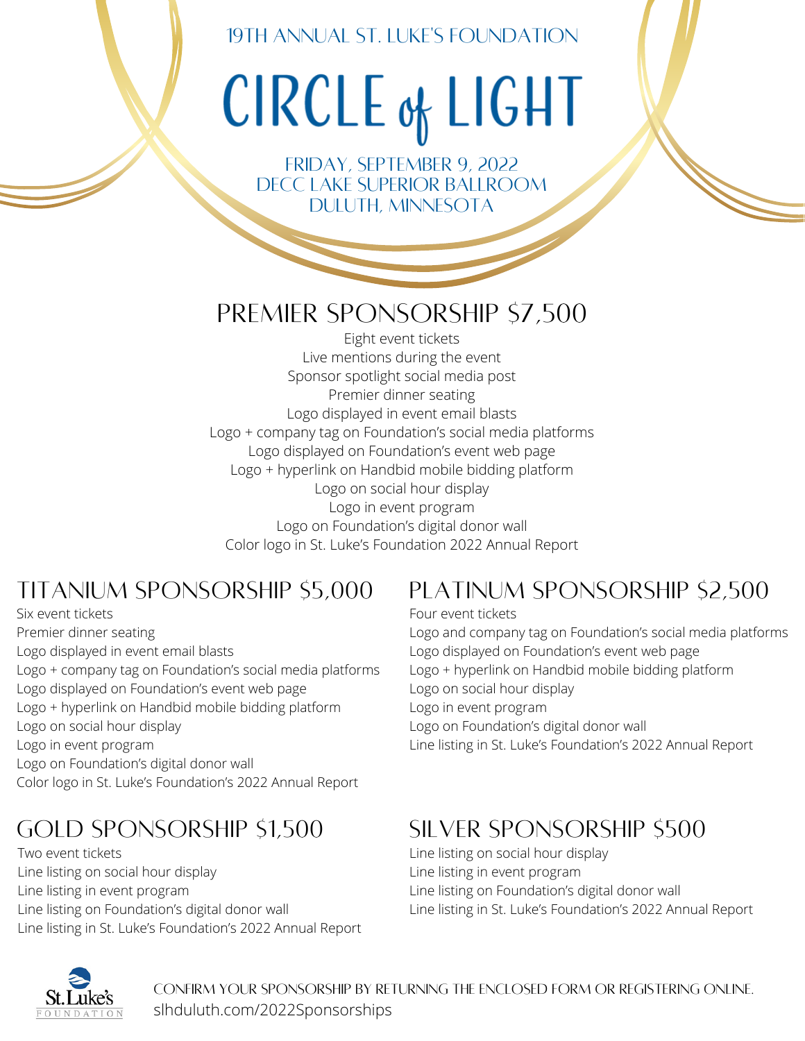19TH ANNUAL ST. LUKE'S FOUNDATION

# CIRCLE of LIGHT

FRIDAY, SEPTEMBER 9, 2022
DECC LAKE SUPERIOR BALLROOM
DULUTH, MINNESOTA

## PREMIER SPONSORSHIP $7,500

Eight event tickets
Live mentions during the event
Sponsor spotlight social media post
Premier dinner seating
Logo displayed in event email blasts
Logo + company tag on Foundation's social media platforms
Logo displayed on Foundation's event web page
Logo + hyperlink on Handbid mobile bidding platform
Logo on social hour display
Logo in event program
Logo on Foundation's digital donor wall
Color logo in St. Luke's Foundation 2022 Annual Report

## TITANIUM SPONSORSHIP $5,000

Six event tickets
Premier dinner seating
Logo displayed in event email blasts
Logo + company tag on Foundation's social media platforms
Logo displayed on Foundation's event web page
Logo + hyperlink on Handbid mobile bidding platform
Logo on social hour display
Logo in event program
Logo on Foundation's digital donor wall
Color logo in St. Luke's Foundation's 2022 Annual Report

## PLATINUM SPONSORSHIP $2,500

Four event tickets
Logo and company tag on Foundation's social media platforms
Logo displayed on Foundation's event web page
Logo + hyperlink on Handbid mobile bidding platform
Logo on social hour display
Logo in event program
Logo on Foundation's digital donor wall
Line listing in St. Luke's Foundation's 2022 Annual Report

## GOLD SPONSORSHIP $1,500

Two event tickets
Line listing on social hour display
Line listing in event program
Line listing on Foundation's digital donor wall
Line listing in St. Luke's Foundation's 2022 Annual Report

## SILVER SPONSORSHIP $500

Line listing on social hour display
Line listing in event program
Line listing on Foundation's digital donor wall
Line listing in St. Luke's Foundation's 2022 Annual Report

St. Luke's FOUNDATION

CONFIRM YOUR SPONSORSHIP BY RETURNING THE ENCLOSED FORM OR REGISTERING ONLINE.
slhduluth.com/2022Sponsorships